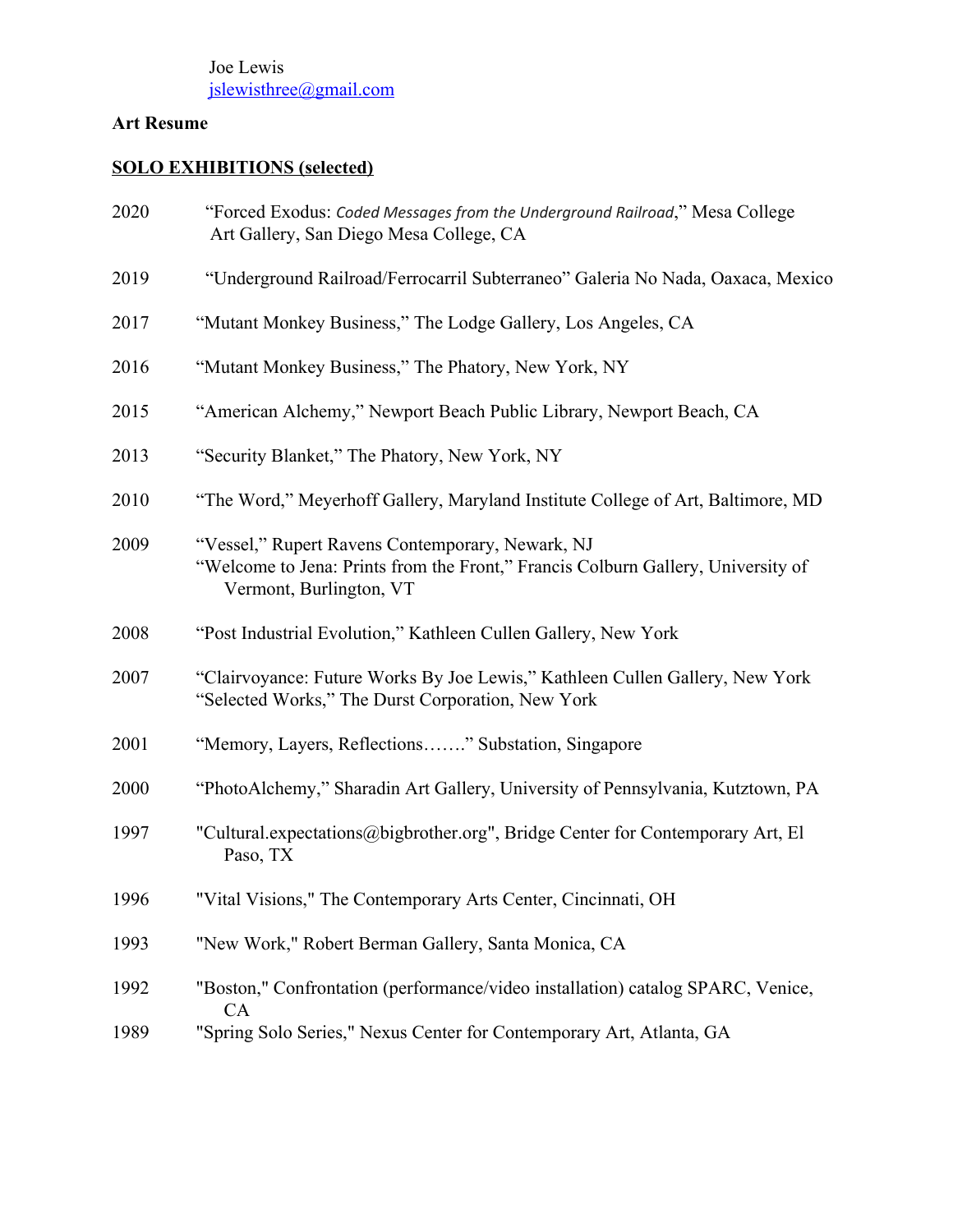Joe Lewis
jslewisthree@gmail.com

**Art Resume**

## **SOLO EXHIBITIONS (selected)**

2020 “Forced Exodus: *Coded Messages from the Underground Railroad*,” Mesa College Art Gallery, San Diego Mesa College, CA

2019 “Underground Railroad/Ferrocarril Subterraneo” Galeria No Nada, Oaxaca, Mexico

2017 “Mutant Monkey Business,” The Lodge Gallery, Los Angeles, CA

2016 “Mutant Monkey Business,” The Phatory, New York, NY

2015 “American Alchemy,” Newport Beach Public Library, Newport Beach, CA

2013 “Security Blanket,” The Phatory, New York, NY

2010 “The Word,” Meyerhoff Gallery, Maryland Institute College of Art, Baltimore, MD

2009 “Vessel,” Rupert Ravens Contemporary, Newark, NJ
“Welcome to Jena: Prints from the Front,” Francis Colburn Gallery, University of Vermont, Burlington, VT

2008 “Post Industrial Evolution,” Kathleen Cullen Gallery, New York

2007 “Clairvoyance: Future Works By Joe Lewis,” Kathleen Cullen Gallery, New York
“Selected Works,” The Durst Corporation, New York

2001 “Memory, Layers, Reflections…….” Substation, Singapore

2000 “PhotoAlchemy,” Sharadin Art Gallery, University of Pennsylvania, Kutztown, PA

1997 "Cultural.expectations@bigbrother.org", Bridge Center for Contemporary Art, El Paso, TX

1996 "Vital Visions," The Contemporary Arts Center, Cincinnati, OH

1993 "New Work," Robert Berman Gallery, Santa Monica, CA

1992 "Boston," Confrontation (performance/video installation) catalog SPARC, Venice, CA

1989 "Spring Solo Series," Nexus Center for Contemporary Art, Atlanta, GA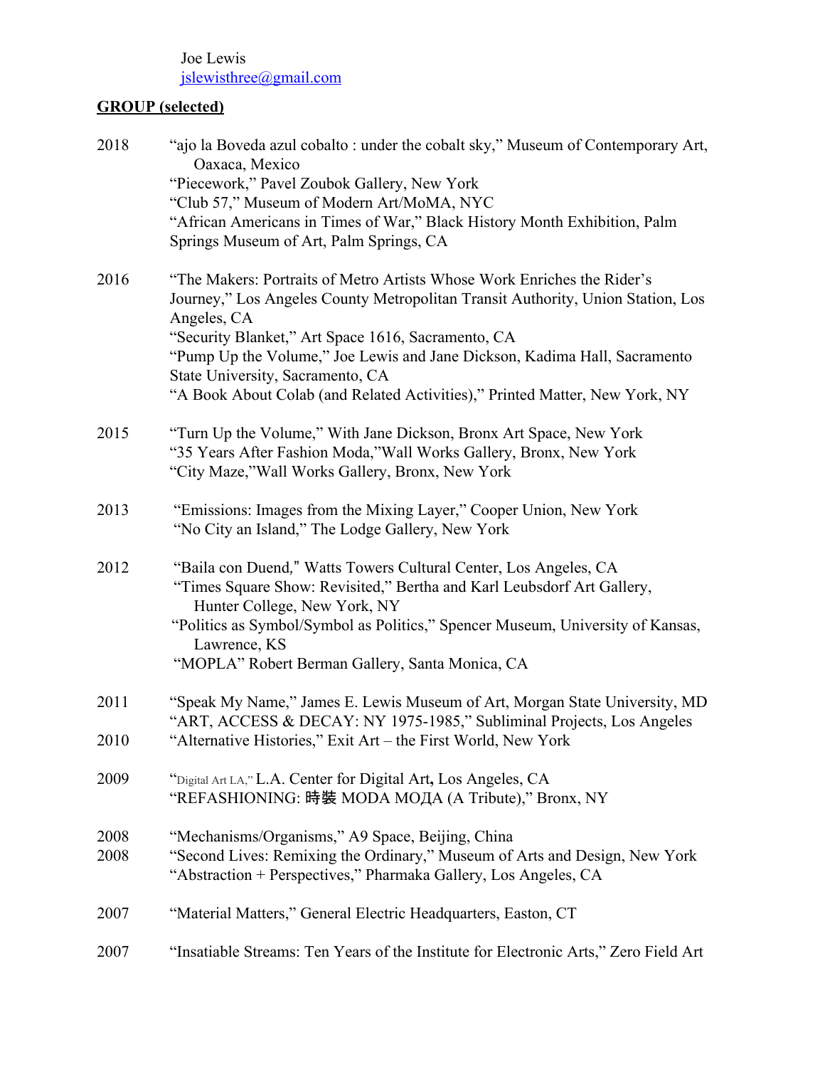Joe Lewis
jslewisthree@gmail.com

**GROUP (selected)**

2018 “ajo la Boveda azul cobalto : under the cobalt sky,” Museum of Contemporary Art, Oaxaca, Mexico
“Piecework,” Pavel Zoubok Gallery, New York
“Club 57,” Museum of Modern Art/MoMA, NYC
“African Americans in Times of War,” Black History Month Exhibition, Palm Springs Museum of Art, Palm Springs, CA

2016 “The Makers: Portraits of Metro Artists Whose Work Enriches the Rider’s Journey,” Los Angeles County Metropolitan Transit Authority, Union Station, Los Angeles, CA
“Security Blanket,” Art Space 1616, Sacramento, CA
“Pump Up the Volume,” Joe Lewis and Jane Dickson, Kadima Hall, Sacramento State University, Sacramento, CA
“A Book About Colab (and Related Activities),” Printed Matter, New York, NY

2015 “Turn Up the Volume,” With Jane Dickson, Bronx Art Space, New York
“35 Years After Fashion Moda,”Wall Works Gallery, Bronx, New York
“City Maze,”Wall Works Gallery, Bronx, New York

2013 “Emissions: Images from the Mixing Layer,” Cooper Union, New York
“No City an Island,” The Lodge Gallery, New York

2012 “Baila con Duend,” Watts Towers Cultural Center, Los Angeles, CA
“Times Square Show: Revisited,” Bertha and Karl Leubsdorf Art Gallery, Hunter College, New York, NY
“Politics as Symbol/Symbol as Politics,” Spencer Museum, University of Kansas, Lawrence, KS
“MOPLA” Robert Berman Gallery, Santa Monica, CA

2011 “Speak My Name,” James E. Lewis Museum of Art, Morgan State University, MD
“ART, ACCESS & DECAY: NY 1975-1985,” Subliminal Projects, Los Angeles

2010 “Alternative Histories,” Exit Art – the First World, New York

2009 “Digital Art LA,” L.A. Center for Digital Art**,** Los Angeles, CA
“REFASHIONING: 時裝 MODA МОДА (A Tribute),” Bronx, NY

2008 “Mechanisms/Organisms,” A9 Space, Beijing, China

2008 “Second Lives: Remixing the Ordinary,” Museum of Arts and Design, New York
“Abstraction + Perspectives,” Pharmaka Gallery, Los Angeles, CA

2007 “Material Matters,” General Electric Headquarters, Easton, CT

2007 “Insatiable Streams: Ten Years of the Institute for Electronic Arts,” Zero Field Art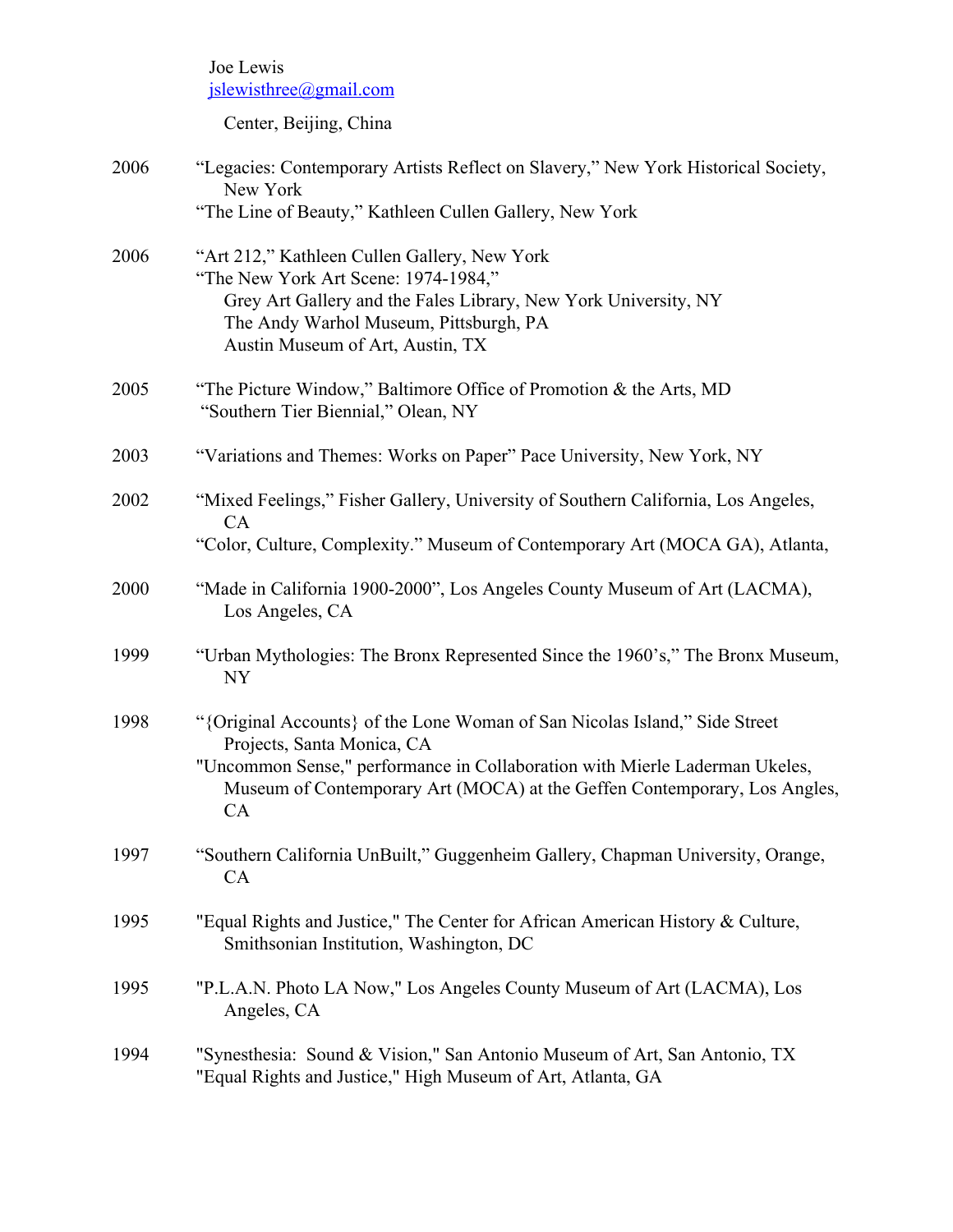Joe Lewis
jslewisthree@gmail.com

Center, Beijing, China

2006 “Legacies: Contemporary Artists Reflect on Slavery,” New York Historical Society, New York
“The Line of Beauty,” Kathleen Cullen Gallery, New York

2006 “Art 212,” Kathleen Cullen Gallery, New York
“The New York Art Scene: 1974-1984,”
Grey Art Gallery and the Fales Library, New York University, NY
The Andy Warhol Museum, Pittsburgh, PA
Austin Museum of Art, Austin, TX

2005 “The Picture Window,” Baltimore Office of Promotion & the Arts, MD
“Southern Tier Biennial,” Olean, NY

2003 “Variations and Themes: Works on Paper” Pace University, New York, NY

2002 “Mixed Feelings,” Fisher Gallery, University of Southern California, Los Angeles, CA
“Color, Culture, Complexity.” Museum of Contemporary Art (MOCA GA), Atlanta,

2000 “Made in California 1900-2000”, Los Angeles County Museum of Art (LACMA), Los Angeles, CA

1999 “Urban Mythologies: The Bronx Represented Since the 1960’s,” The Bronx Museum, NY

1998 “{Original Accounts} of the Lone Woman of San Nicolas Island,” Side Street Projects, Santa Monica, CA
"Uncommon Sense," performance in Collaboration with Mierle Laderman Ukeles, Museum of Contemporary Art (MOCA) at the Geffen Contemporary, Los Angles, CA

1997 “Southern California UnBuilt,” Guggenheim Gallery, Chapman University, Orange, CA

1995 "Equal Rights and Justice," The Center for African American History & Culture, Smithsonian Institution, Washington, DC

1995 "P.L.A.N. Photo LA Now," Los Angeles County Museum of Art (LACMA), Los Angeles, CA

1994 "Synesthesia: Sound & Vision," San Antonio Museum of Art, San Antonio, TX
"Equal Rights and Justice," High Museum of Art, Atlanta, GA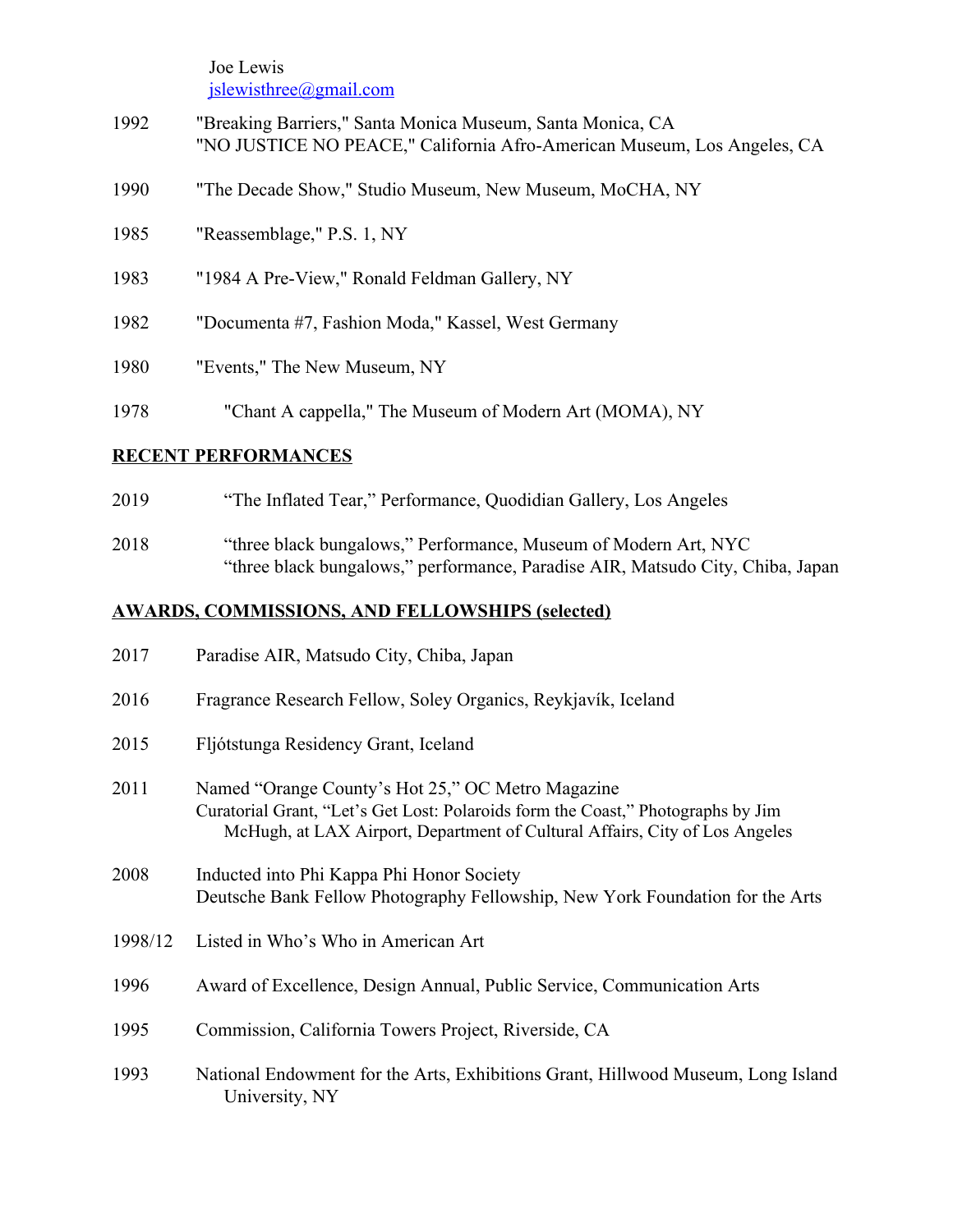Joe Lewis
jslewisthree@gmail.com

1992 "Breaking Barriers," Santa Monica Museum, Santa Monica, CA
"NO JUSTICE NO PEACE," California Afro-American Museum, Los Angeles, CA

1990 "The Decade Show," Studio Museum, New Museum, MoCHA, NY

1985 "Reassemblage," P.S. 1, NY

1983 "1984 A Pre-View," Ronald Feldman Gallery, NY

1982 "Documenta #7, Fashion Moda," Kassel, West Germany

1980 "Events," The New Museum, NY

1978 "Chant A cappella," The Museum of Modern Art (MOMA), NY

## RECENT PERFORMANCES

2019 "The Inflated Tear," Performance, Quodidian Gallery, Los Angeles

2018 "three black bungalows," Performance, Museum of Modern Art, NYC
"three black bungalows," performance, Paradise AIR, Matsudo City, Chiba, Japan

## AWARDS, COMMISSIONS, AND FELLOWSHIPS (selected)

2017 Paradise AIR, Matsudo City, Chiba, Japan

2016 Fragrance Research Fellow, Soley Organics, Reykjavík, Iceland

2015 Fljótstunga Residency Grant, Iceland

2011 Named "Orange County's Hot 25," OC Metro Magazine
Curatorial Grant, "Let's Get Lost: Polaroids form the Coast," Photographs by Jim McHugh, at LAX Airport, Department of Cultural Affairs, City of Los Angeles

2008 Inducted into Phi Kappa Phi Honor Society
Deutsche Bank Fellow Photography Fellowship, New York Foundation for the Arts

1998/12 Listed in Who's Who in American Art

1996 Award of Excellence, Design Annual, Public Service, Communication Arts

1995 Commission, California Towers Project, Riverside, CA

1993 National Endowment for the Arts, Exhibitions Grant, Hillwood Museum, Long Island University, NY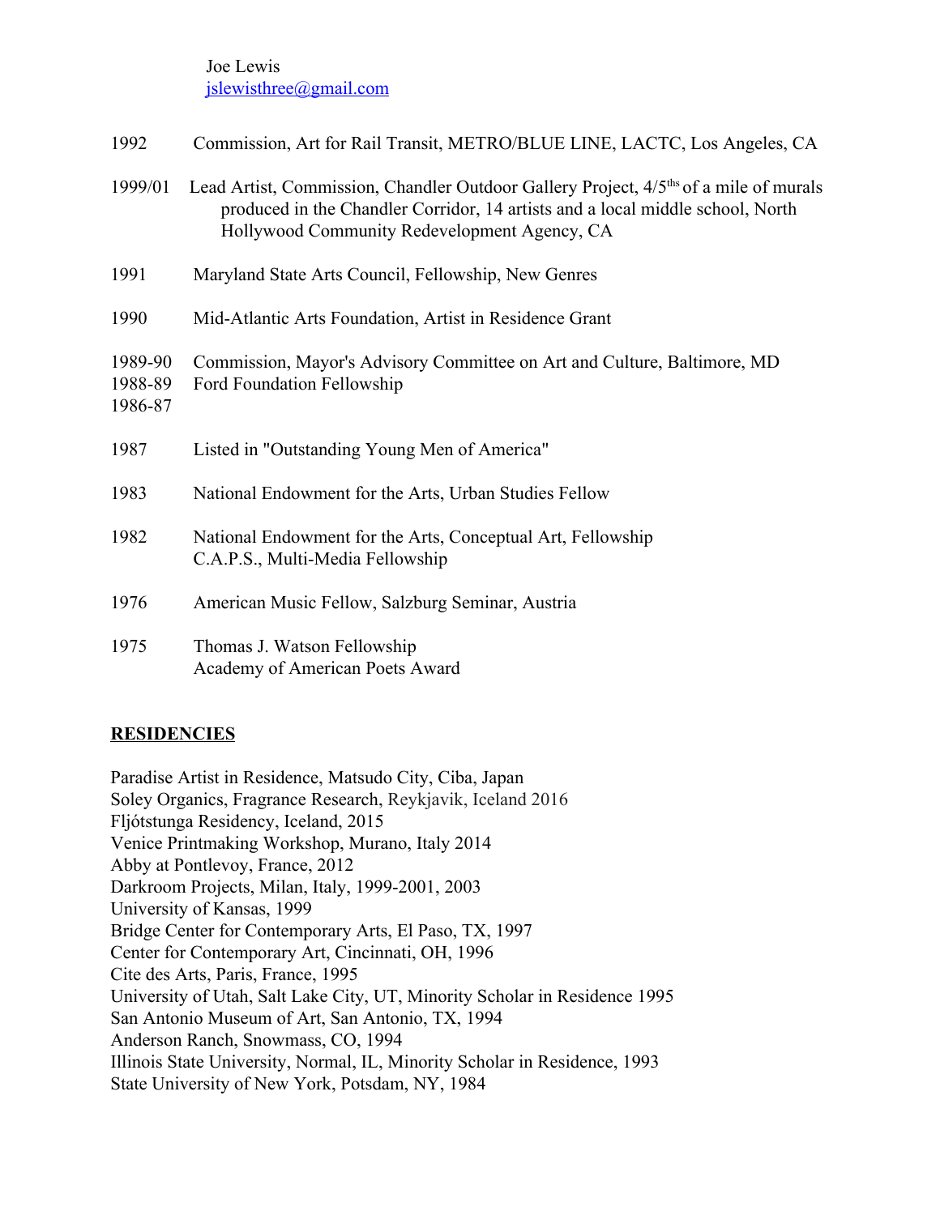Joe Lewis
jslewisthree@gmail.com

1992 Commission, Art for Rail Transit, METRO/BLUE LINE, LACTC, Los Angeles, CA

1999/01 Lead Artist, Commission, Chandler Outdoor Gallery Project, 4/5ths of a mile of murals produced in the Chandler Corridor, 14 artists and a local middle school, North Hollywood Community Redevelopment Agency, CA

1991 Maryland State Arts Council, Fellowship, New Genres

1990 Mid-Atlantic Arts Foundation, Artist in Residence Grant

1989-90 Commission, Mayor's Advisory Committee on Art and Culture, Baltimore, MD
1988-89 Ford Foundation Fellowship
1986-87

1987 Listed in "Outstanding Young Men of America"

1983 National Endowment for the Arts, Urban Studies Fellow

1982 National Endowment for the Arts, Conceptual Art, Fellowship
C.A.P.S., Multi-Media Fellowship

1976 American Music Fellow, Salzburg Seminar, Austria

1975 Thomas J. Watson Fellowship
Academy of American Poets Award

## RESIDENCIES

Paradise Artist in Residence, Matsudo City, Ciba, Japan
Soley Organics, Fragrance Research, Reykjavik, Iceland 2016
Fljótstunga Residency, Iceland, 2015
Venice Printmaking Workshop, Murano, Italy 2014
Abby at Pontlevoy, France, 2012
Darkroom Projects, Milan, Italy, 1999-2001, 2003
University of Kansas, 1999
Bridge Center for Contemporary Arts, El Paso, TX, 1997
Center for Contemporary Art, Cincinnati, OH, 1996
Cite des Arts, Paris, France, 1995
University of Utah, Salt Lake City, UT, Minority Scholar in Residence 1995
San Antonio Museum of Art, San Antonio, TX, 1994
Anderson Ranch, Snowmass, CO, 1994
Illinois State University, Normal, IL, Minority Scholar in Residence, 1993
State University of New York, Potsdam, NY, 1984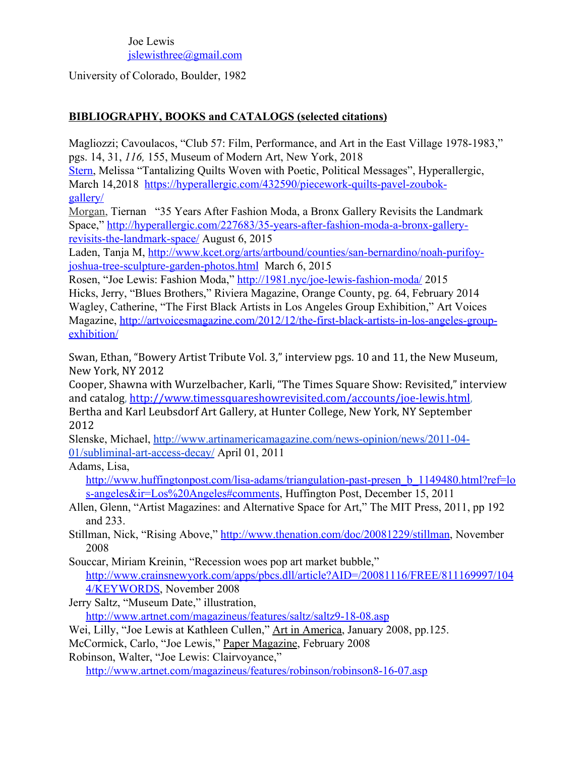Joe Lewis
jslewisthree@gmail.com

University of Colorado, Boulder, 1982

**BIBLIOGRAPHY, BOOKS and CATALOGS (selected citations)**

Magliozzi; Cavoulacos, "Club 57: Film, Performance, and Art in the East Village 1978-1983," pgs. 14, 31, *116,* 155, Museum of Modern Art, New York, 2018

Stern, Melissa "Tantalizing Quilts Woven with Poetic, Political Messages", Hyperallergic, March 14,2018 https://hyperallergic.com/432590/piecework-quilts-pavel-zoubok-gallery/

Morgan, Tiernan "35 Years After Fashion Moda, a Bronx Gallery Revisits the Landmark Space," http://hyperallergic.com/227683/35-years-after-fashion-moda-a-bronx-gallery-revisits-the-landmark-space/ August 6, 2015

Laden, Tanja M, http://www.kcet.org/arts/artbound/counties/san-bernardino/noah-purifoy-joshua-tree-sculpture-garden-photos.html March 6, 2015

Rosen, "Joe Lewis: Fashion Moda," http://1981.nyc/joe-lewis-fashion-moda/ 2015

Hicks, Jerry, "Blues Brothers," Riviera Magazine, Orange County, pg. 64, February 2014

Wagley, Catherine, "The First Black Artists in Los Angeles Group Exhibition," Art Voices Magazine, http://artvoicesmagazine.com/2012/12/the-first-black-artists-in-los-angeles-group-exhibition/

Swan, Ethan, "Bowery Artist Tribute Vol. 3," interview pgs. 10 and 11, the New Museum, New York, NY 2012

Cooper, Shawna with Wurzelbacher, Karli, "The Times Square Show: Revisited," interview and catalog, http://www.timessquareshowrevisited.com/accounts/joe-lewis.html, Bertha and Karl Leubsdorf Art Gallery, at Hunter College, New York, NY September 2012

Slenske, Michael, http://www.artinamericamagazine.com/news-opinion/news/2011-04-01/subliminal-art-access-decay/ April 01, 2011

Adams, Lisa, http://www.huffingtonpost.com/lisa-adams/triangulation-past-presen_b_1149480.html?ref=los-angeles&ir=Los%20Angeles#comments, Huffington Post, December 15, 2011

Allen, Glenn, "Artist Magazines: and Alternative Space for Art," The MIT Press, 2011, pp 192 and 233.

Stillman, Nick, "Rising Above," http://www.thenation.com/doc/20081229/stillman, November 2008

Souccar, Miriam Kreinin, "Recession woes pop art market bubble," http://www.crainsnewyork.com/apps/pbcs.dll/article?AID=/20081116/FREE/811169997/1044/KEYWORDS, November 2008

Jerry Saltz, "Museum Date," illustration, http://www.artnet.com/magazineus/features/saltz/saltz9-18-08.asp

Wei, Lilly, "Joe Lewis at Kathleen Cullen," Art in America, January 2008, pp.125.

McCormick, Carlo, "Joe Lewis," Paper Magazine, February 2008

Robinson, Walter, "Joe Lewis: Clairvoyance," http://www.artnet.com/magazineus/features/robinson/robinson8-16-07.asp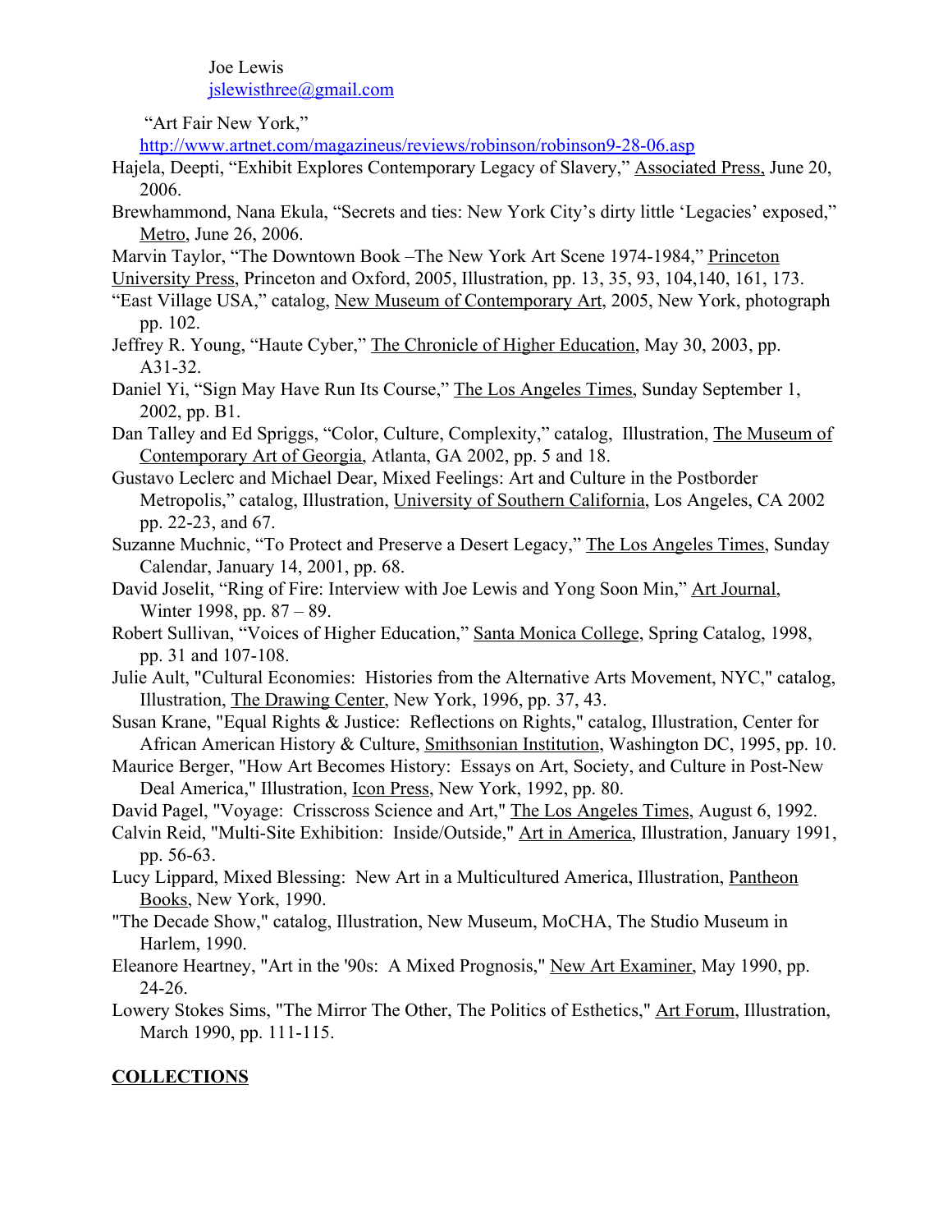Joe Lewis
jslewisthree@gmail.com

"Art Fair New York,"
http://www.artnet.com/magazineus/reviews/robinson/robinson9-28-06.asp

Hajela, Deepti, "Exhibit Explores Contemporary Legacy of Slavery," Associated Press, June 20, 2006.

Brewhammond, Nana Ekula, "Secrets and ties: New York City's dirty little 'Legacies' exposed," Metro, June 26, 2006.

Marvin Taylor, "The Downtown Book –The New York Art Scene 1974-1984," Princeton University Press, Princeton and Oxford, 2005, Illustration, pp. 13, 35, 93, 104,140, 161, 173.

"East Village USA," catalog, New Museum of Contemporary Art, 2005, New York, photograph pp. 102.

Jeffrey R. Young, "Haute Cyber," The Chronicle of Higher Education, May 30, 2003, pp. A31-32.

Daniel Yi, "Sign May Have Run Its Course," The Los Angeles Times, Sunday September 1, 2002, pp. B1.

Dan Talley and Ed Spriggs, "Color, Culture, Complexity," catalog, Illustration, The Museum of Contemporary Art of Georgia, Atlanta, GA 2002, pp. 5 and 18.

Gustavo Leclerc and Michael Dear, Mixed Feelings: Art and Culture in the Postborder Metropolis," catalog, Illustration, University of Southern California, Los Angeles, CA 2002 pp. 22-23, and 67.

Suzanne Muchnic, "To Protect and Preserve a Desert Legacy," The Los Angeles Times, Sunday Calendar, January 14, 2001, pp. 68.

David Joselit, "Ring of Fire: Interview with Joe Lewis and Yong Soon Min," Art Journal, Winter 1998, pp. 87 – 89.

Robert Sullivan, "Voices of Higher Education," Santa Monica College, Spring Catalog, 1998, pp. 31 and 107-108.

Julie Ault, "Cultural Economies: Histories from the Alternative Arts Movement, NYC," catalog, Illustration, The Drawing Center, New York, 1996, pp. 37, 43.

Susan Krane, "Equal Rights & Justice: Reflections on Rights," catalog, Illustration, Center for African American History & Culture, Smithsonian Institution, Washington DC, 1995, pp. 10.

Maurice Berger, "How Art Becomes History: Essays on Art, Society, and Culture in Post-New Deal America," Illustration, Icon Press, New York, 1992, pp. 80.

David Pagel, "Voyage: Crisscross Science and Art," The Los Angeles Times, August 6, 1992.

Calvin Reid, "Multi-Site Exhibition: Inside/Outside," Art in America, Illustration, January 1991, pp. 56-63.

Lucy Lippard, Mixed Blessing: New Art in a Multicultured America, Illustration, Pantheon Books, New York, 1990.

"The Decade Show," catalog, Illustration, New Museum, MoCHA, The Studio Museum in Harlem, 1990.

Eleanore Heartney, "Art in the '90s: A Mixed Prognosis," New Art Examiner, May 1990, pp. 24-26.

Lowery Stokes Sims, "The Mirror The Other, The Politics of Esthetics," Art Forum, Illustration, March 1990, pp. 111-115.

## COLLECTIONS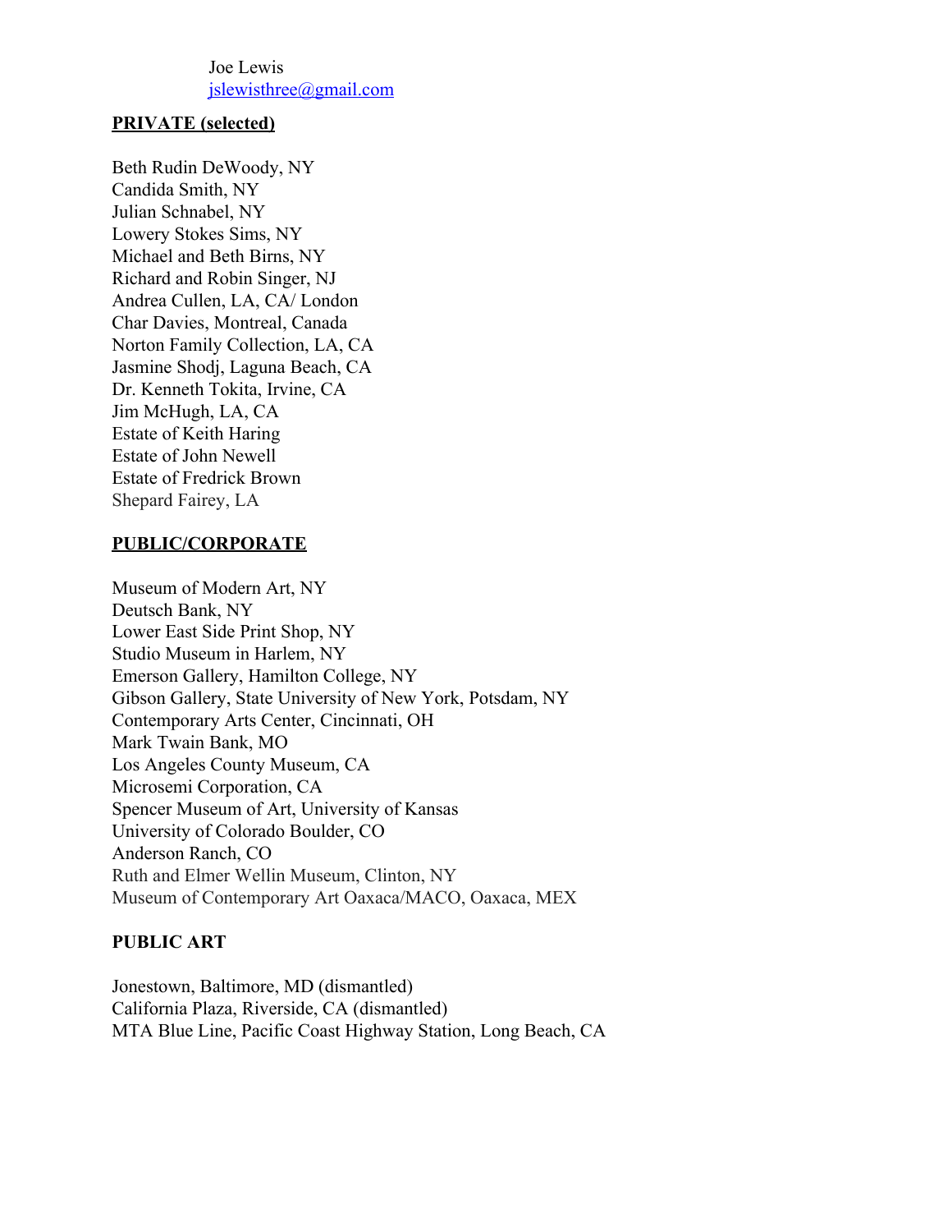Joe Lewis
jslewisthree@gmail.com

**PRIVATE (selected)**

Beth Rudin DeWoody, NY
Candida Smith, NY
Julian Schnabel, NY
Lowery Stokes Sims, NY
Michael and Beth Birns, NY
Richard and Robin Singer, NJ
Andrea Cullen, LA, CA/ London
Char Davies, Montreal, Canada
Norton Family Collection, LA, CA
Jasmine Shodj, Laguna Beach, CA
Dr. Kenneth Tokita, Irvine, CA
Jim McHugh, LA, CA
Estate of Keith Haring
Estate of John Newell
Estate of Fredrick Brown
Shepard Fairey, LA

**PUBLIC/CORPORATE**

Museum of Modern Art, NY
Deutsch Bank, NY
Lower East Side Print Shop, NY
Studio Museum in Harlem, NY
Emerson Gallery, Hamilton College, NY
Gibson Gallery, State University of New York, Potsdam, NY
Contemporary Arts Center, Cincinnati, OH
Mark Twain Bank, MO
Los Angeles County Museum, CA
Microsemi Corporation, CA
Spencer Museum of Art, University of Kansas
University of Colorado Boulder, CO
Anderson Ranch, CO
Ruth and Elmer Wellin Museum, Clinton, NY
Museum of Contemporary Art Oaxaca/MACO, Oaxaca, MEX

**PUBLIC ART**

Jonestown, Baltimore, MD (dismantled)
California Plaza, Riverside, CA (dismantled)
MTA Blue Line, Pacific Coast Highway Station, Long Beach, CA